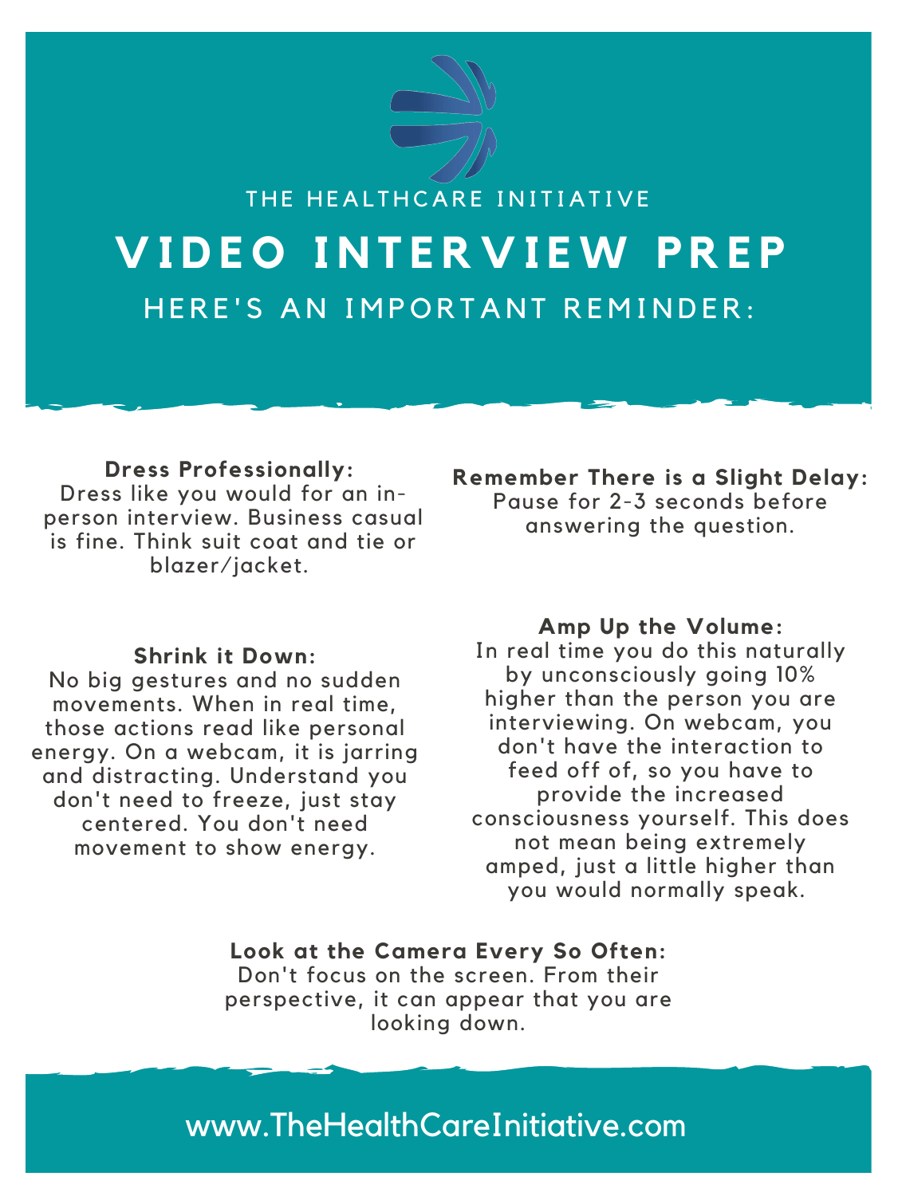THE HEALTHCARE INITIATIVE

# VIDEO INTERVIEW PREP

## HERE'S AN IMPORTANT REMINDER:

**Dress Professionally:**
Dress like you would for an in-person interview. Business casual is fine. Think suit coat and tie or blazer/jacket.

**Remember There is a Slight Delay:**
Pause for 2-3 seconds before answering the question.

**Shrink it Down:**
No big gestures and no sudden movements. When in real time, those actions read like personal energy. On a webcam, it is jarring and distracting. Understand you don't need to freeze, just stay centered. You don't need movement to show energy.

**Amp Up the Volume:**
In real time you do this naturally by unconsciously going 10% higher than the person you are interviewing. On webcam, you don't have the interaction to feed off of, so you have to provide the increased consciousness yourself. This does not mean being extremely amped, just a little higher than you would normally speak.

**Look at the Camera Every So Often:**
Don't focus on the screen. From their perspective, it can appear that you are looking down.

www.TheHealthCareInitiative.com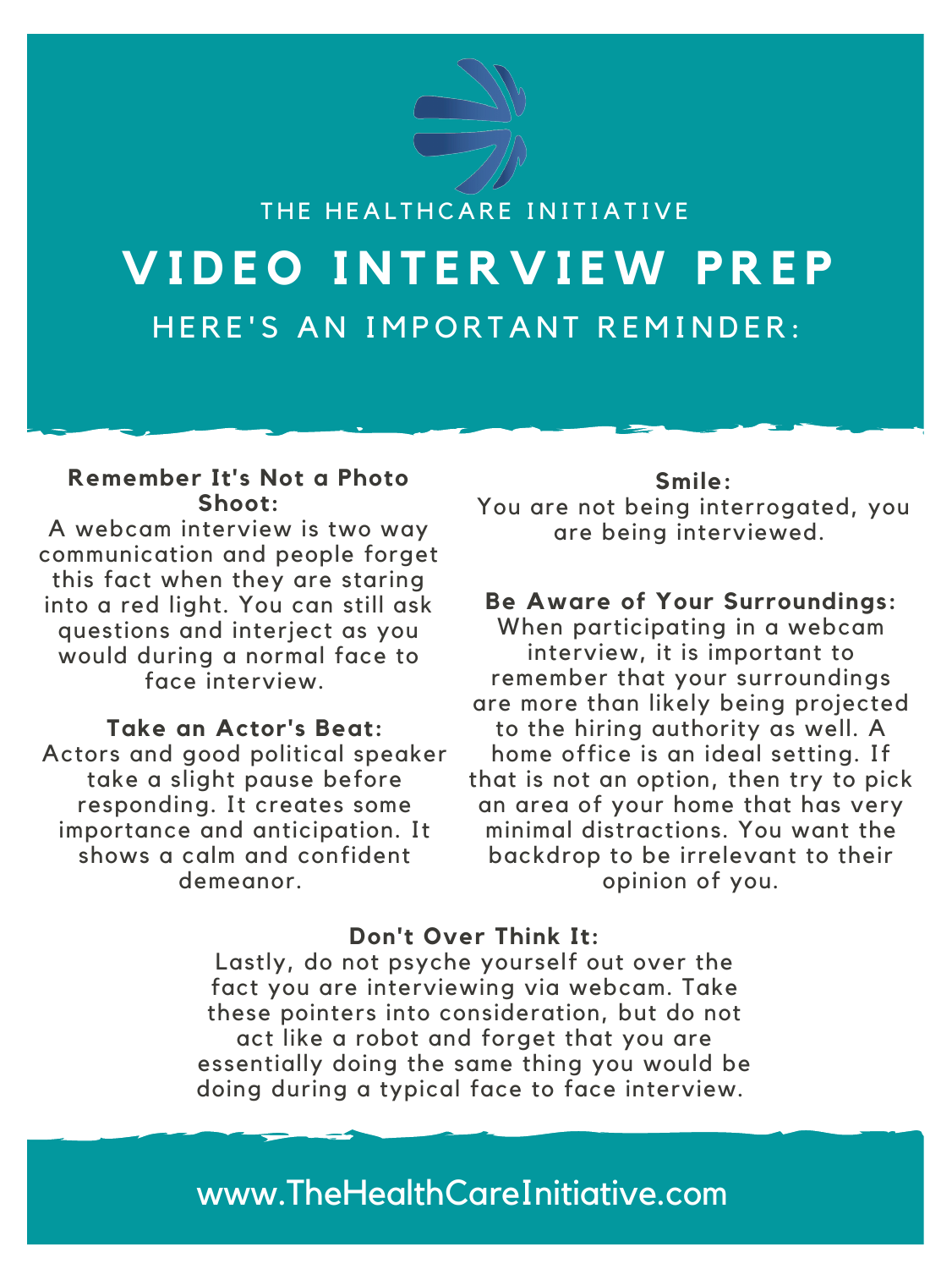THE HEALTHCARE INITIATIVE

# VIDEO INTERVIEW PREP

## HERE'S AN IMPORTANT REMINDER:

**Remember It's Not a Photo Shoot:**
A webcam interview is two way communication and people forget this fact when they are staring into a red light. You can still ask questions and interject as you would during a normal face to face interview.

**Take an Actor's Beat:**
Actors and good political speaker take a slight pause before responding. It creates some importance and anticipation. It shows a calm and confident demeanor.

**Smile:**
You are not being interrogated, you are being interviewed.

**Be Aware of Your Surroundings:**
When participating in a webcam interview, it is important to remember that your surroundings are more than likely being projected to the hiring authority as well. A home office is an ideal setting. If that is not an option, then try to pick an area of your home that has very minimal distractions. You want the backdrop to be irrelevant to their opinion of you.

**Don't Over Think It:**
Lastly, do not psyche yourself out over the fact you are interviewing via webcam. Take these pointers into consideration, but do not act like a robot and forget that you are essentially doing the same thing you would be doing during a typical face to face interview.

www.TheHealthCareInitiative.com